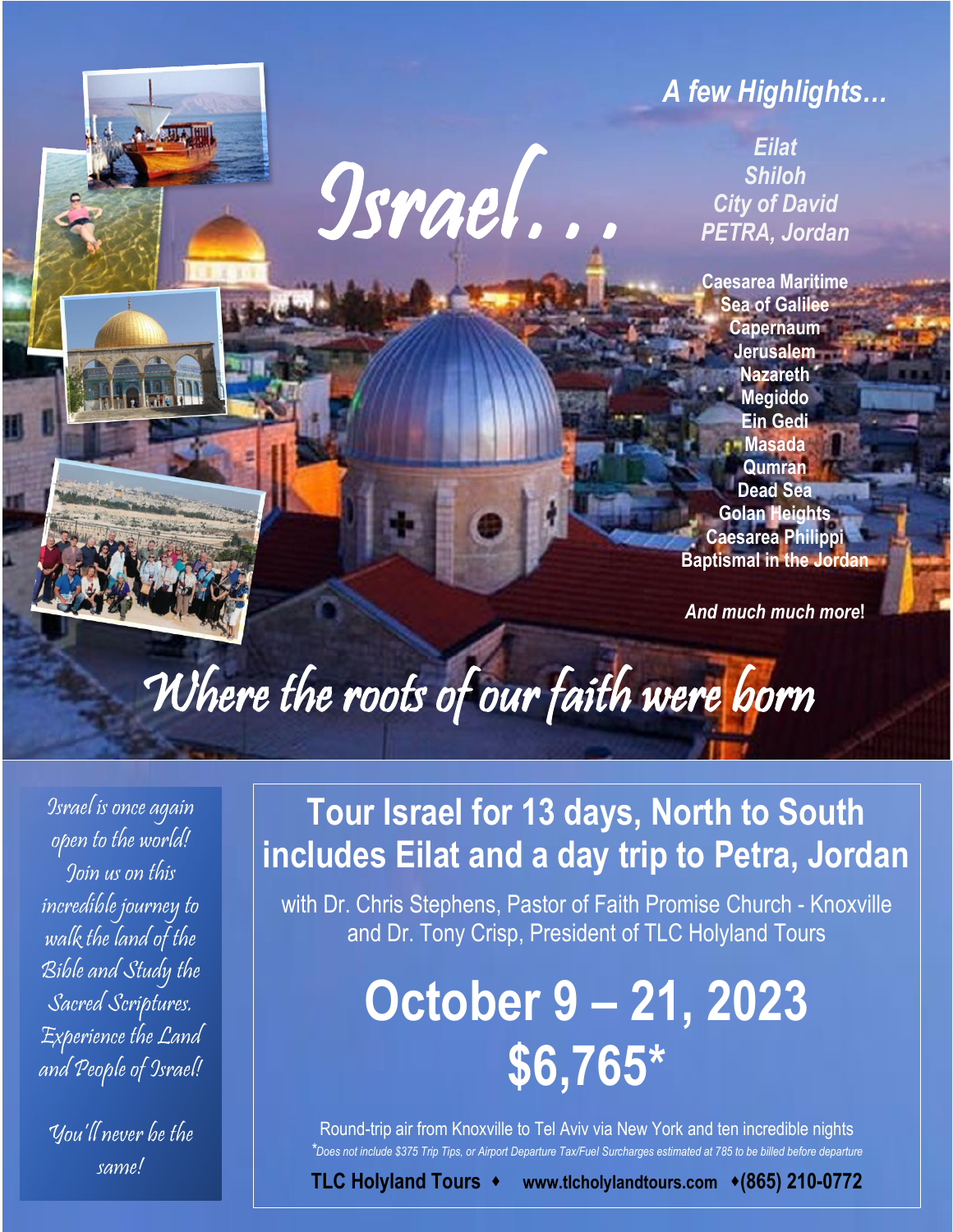# Israel…

*A few Highlights…*

*Eilat*
*Shiloh*
*City of David*
*PETRA, Jordan*

**Caesarea Maritime**
**Sea of Galilee**
**Capernaum**
**Jerusalem**
**Nazareth**
**Megiddo**
**Ein Gedi**
**Masada**
**Qumran**
**Dead Sea**
**Golan Heights**
**Caesarea Philippi**
**Baptismal in the Jordan**

***And much much more!***

## *Where the roots of our faith were born*

*Israel is once again open to the world! Join us on this incredible journey to walk the land of the Bible and Study the Sacred Scriptures. Experience the Land and People of Israel!*

*You'll never be the same!*

## Tour Israel for 13 days, North to South includes Eilat and a day trip to Petra, Jordan

with Dr. Chris Stephens, Pastor of Faith Promise Church - Knoxville and Dr. Tony Crisp, President of TLC Holyland Tours

# October 9 – 21, 2023

# $6,765*

Round-trip air from Knoxville to Tel Aviv via New York and ten incredible nights

**Does not include $375 Trip Tips, or Airport Departure Tax/Fuel Surcharges estimated at 785 to be billed before departure*

**TLC Holyland Tours** ♦ **www.tlcholylandtours.com** ♦**(865) 210-0772**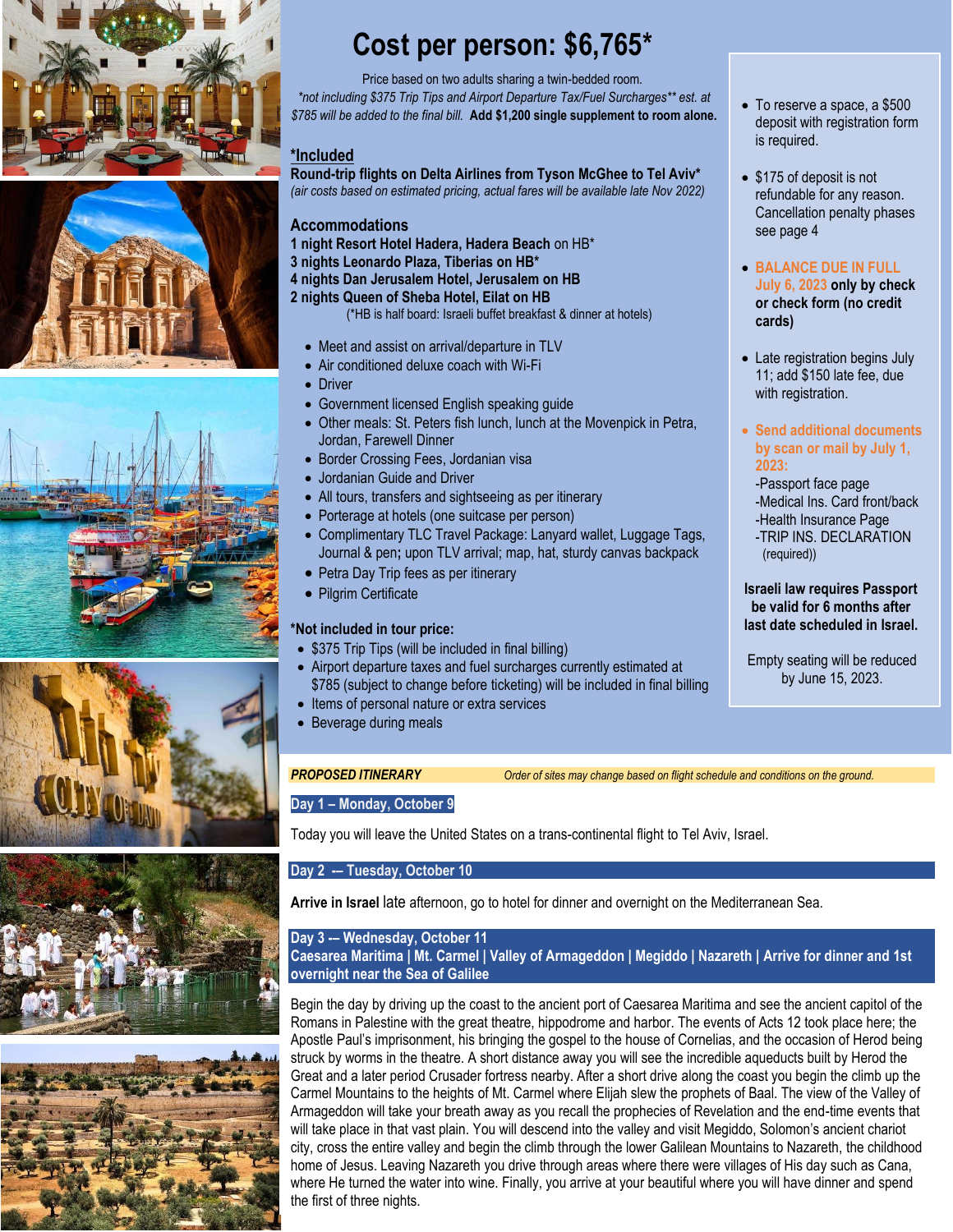# Cost per person: $6,765*

Price based on two adults sharing a twin-bedded room.
*\*not including $375 Trip Tips and Airport Departure Tax/Fuel Surcharges\*\* est. at $785 will be added to the final bill.* **Add $1,200 single supplement to room alone.**

## *Included

**Round-trip flights on Delta Airlines from Tyson McGhee to Tel Aviv***
*(air costs based on estimated pricing, actual fares will be available late Nov 2022)*

## Accommodations

**1 night Resort Hotel Hadera, Hadera Beach** on HB*
**3 nights Leonardo Plaza, Tiberias on HB***
**4 nights Dan Jerusalem Hotel, Jerusalem on HB**
**2 nights Queen of Sheba Hotel, Eilat on HB**
(*HB is half board: Israeli buffet breakfast & dinner at hotels)

- Meet and assist on arrival/departure in TLV
- Air conditioned deluxe coach with Wi-Fi
- Driver
- Government licensed English speaking guide
- Other meals: St. Peters fish lunch, lunch at the Movenpick in Petra, Jordan, Farewell Dinner
- Border Crossing Fees, Jordanian visa
- Jordanian Guide and Driver
- All tours, transfers and sightseeing as per itinerary
- Porterage at hotels (one suitcase per person)
- Complimentary TLC Travel Package: Lanyard wallet, Luggage Tags, Journal & pen**;** upon TLV arrival; map, hat, sturdy canvas backpack
- Petra Day Trip fees as per itinerary
- Pilgrim Certificate

**\*Not included in tour price:**

- $375 Trip Tips (will be included in final billing)
- Airport departure taxes and fuel surcharges currently estimated at $785 (subject to change before ticketing) will be included in final billing
- Items of personal nature or extra services
- Beverage during meals

---

- To reserve a space, a $500 deposit with registration form is required.
- $175 of deposit is not refundable for any reason. Cancellation penalty phases see page 4
- **BALANCE DUE IN FULL July 6, 2023 only by check or check form (no credit cards)**
- Late registration begins July 11; add $150 late fee, due with registration.
- **Send additional documents by scan or mail by July 1, 2023:**
  - -Passport face page
  - -Medical Ins. Card front/back
  - -Health Insurance Page
  - -TRIP INS. DECLARATION (required))

**Israeli law requires Passport be valid for 6 months after last date scheduled in Israel.**

Empty seating will be reduced by June 15, 2023.

---

***PROPOSED ITINERARY*** *Order of sites may change based on flight schedule and conditions on the ground.*

### Day 1 – Monday, October 9

Today you will leave the United States on a trans-continental flight to Tel Aviv, Israel.

### Day 2 -– Tuesday, October 10

**Arrive in Israel** late afternoon, go to hotel for dinner and overnight on the Mediterranean Sea.

### Day 3 -– Wednesday, October 11
### Caesarea Maritima | Mt. Carmel | Valley of Armageddon | Megiddo | Nazareth | Arrive for dinner and 1st overnight near the Sea of Galilee

Begin the day by driving up the coast to the ancient port of Caesarea Maritima and see the ancient capitol of the Romans in Palestine with the great theatre, hippodrome and harbor. The events of Acts 12 took place here; the Apostle Paul's imprisonment, his bringing the gospel to the house of Cornelias, and the occasion of Herod being struck by worms in the theatre. A short distance away you will see the incredible aqueducts built by Herod the Great and a later period Crusader fortress nearby. After a short drive along the coast you begin the climb up the Carmel Mountains to the heights of Mt. Carmel where Elijah slew the prophets of Baal. The view of the Valley of Armageddon will take your breath away as you recall the prophecies of Revelation and the end-time events that will take place in that vast plain. You will descend into the valley and visit Megiddo, Solomon's ancient chariot city, cross the entire valley and begin the climb through the lower Galilean Mountains to Nazareth, the childhood home of Jesus. Leaving Nazareth you drive through areas where there were villages of His day such as Cana, where He turned the water into wine. Finally, you arrive at your beautiful where you will have dinner and spend the first of three nights.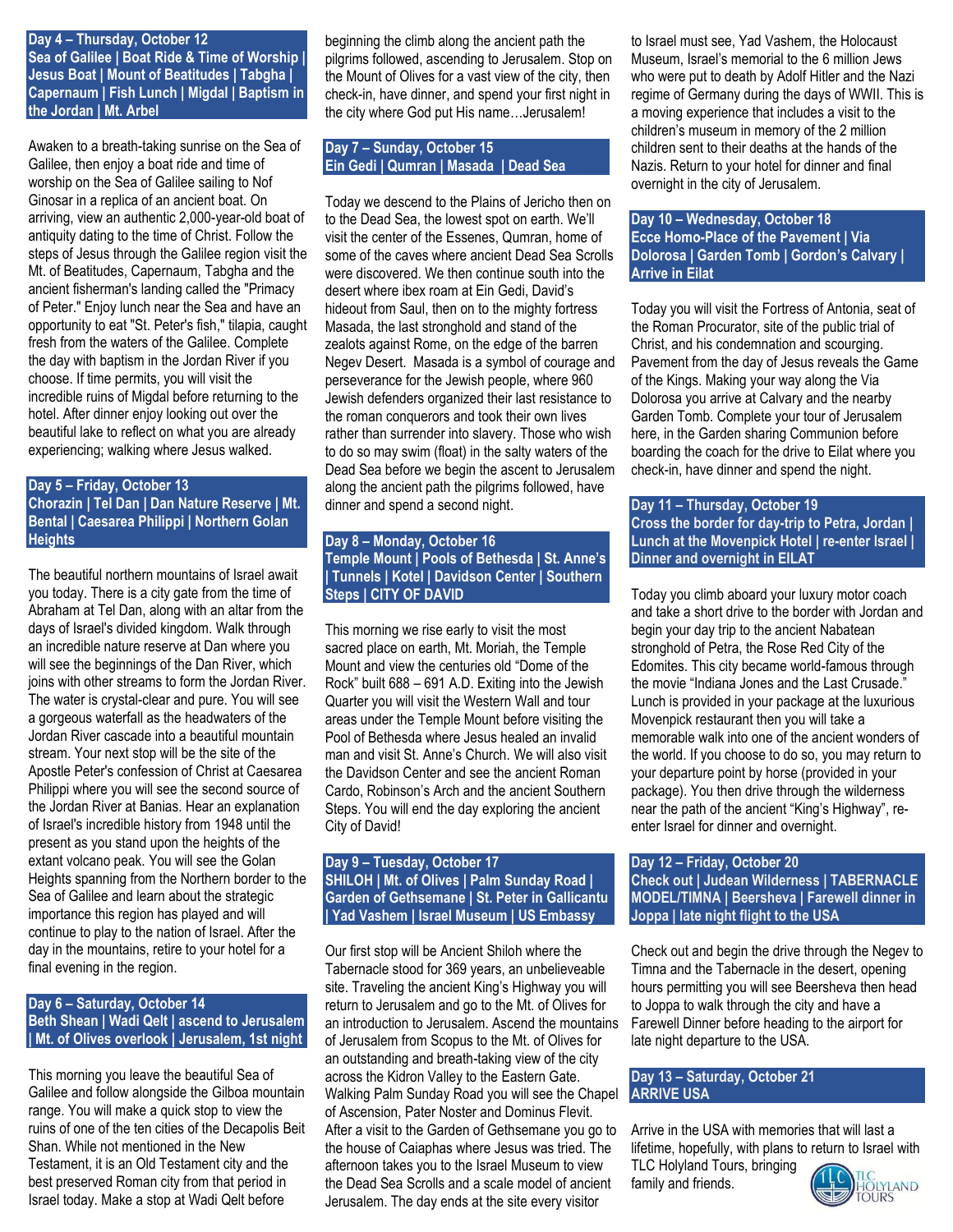## Day 4 – Thursday, October 12
## Sea of Galilee | Boat Ride & Time of Worship | Jesus Boat | Mount of Beatitudes | Tabgha | Capernaum | Fish Lunch | Migdal | Baptism in the Jordan | Mt. Arbel

Awaken to a breath-taking sunrise on the Sea of Galilee, then enjoy a boat ride and time of worship on the Sea of Galilee sailing to Nof Ginosar in a replica of an ancient boat. On arriving, view an authentic 2,000-year-old boat of antiquity dating to the time of Christ. Follow the steps of Jesus through the Galilee region visit the Mt. of Beatitudes, Capernaum, Tabgha and the ancient fisherman's landing called the "Primacy of Peter." Enjoy lunch near the Sea and have an opportunity to eat "St. Peter's fish," tilapia, caught fresh from the waters of the Galilee. Complete the day with baptism in the Jordan River if you choose. If time permits, you will visit the incredible ruins of Migdal before returning to the hotel. After dinner enjoy looking out over the beautiful lake to reflect on what you are already experiencing; walking where Jesus walked.

## Day 5 – Friday, October 13
## Chorazin | Tel Dan | Dan Nature Reserve | Mt. Bental | Caesarea Philippi | Northern Golan Heights

The beautiful northern mountains of Israel await you today. There is a city gate from the time of Abraham at Tel Dan, along with an altar from the days of Israel's divided kingdom. Walk through an incredible nature reserve at Dan where you will see the beginnings of the Dan River, which joins with other streams to form the Jordan River. The water is crystal-clear and pure. You will see a gorgeous waterfall as the headwaters of the Jordan River cascade into a beautiful mountain stream. Your next stop will be the site of the Apostle Peter's confession of Christ at Caesarea Philippi where you will see the second source of the Jordan River at Banias. Hear an explanation of Israel's incredible history from 1948 until the present as you stand upon the heights of the extant volcano peak. You will see the Golan Heights spanning from the Northern border to the Sea of Galilee and learn about the strategic importance this region has played and will continue to play to the nation of Israel. After the day in the mountains, retire to your hotel for a final evening in the region.

## Day 6 – Saturday, October 14
## Beth Shean | Wadi Qelt | ascend to Jerusalem | Mt. of Olives overlook | Jerusalem, 1st night

This morning you leave the beautiful Sea of Galilee and follow alongside the Gilboa mountain range. You will make a quick stop to view the ruins of one of the ten cities of the Decapolis Beit Shan. While not mentioned in the New Testament, it is an Old Testament city and the best preserved Roman city from that period in Israel today. Make a stop at Wadi Qelt before beginning the climb along the ancient path the pilgrims followed, ascending to Jerusalem. Stop on the Mount of Olives for a vast view of the city, then check-in, have dinner, and spend your first night in the city where God put His name…Jerusalem!

## Day 7 – Sunday, October 15
## Ein Gedi | Qumran | Masada | Dead Sea

Today we descend to the Plains of Jericho then on to the Dead Sea, the lowest spot on earth. We'll visit the center of the Essenes, Qumran, home of some of the caves where ancient Dead Sea Scrolls were discovered. We then continue south into the desert where ibex roam at Ein Gedi, David's hideout from Saul, then on to the mighty fortress Masada, the last stronghold and stand of the zealots against Rome, on the edge of the barren Negev Desert. Masada is a symbol of courage and perseverance for the Jewish people, where 960 Jewish defenders organized their last resistance to the roman conquerors and took their own lives rather than surrender into slavery. Those who wish to do so may swim (float) in the salty waters of the Dead Sea before we begin the ascent to Jerusalem along the ancient path the pilgrims followed, have dinner and spend a second night.

## Day 8 – Monday, October 16
## Temple Mount | Pools of Bethesda | St. Anne's | Tunnels | Kotel | Davidson Center | Southern Steps | CITY OF DAVID

This morning we rise early to visit the most sacred place on earth, Mt. Moriah, the Temple Mount and view the centuries old "Dome of the Rock" built 688 – 691 A.D. Exiting into the Jewish Quarter you will visit the Western Wall and tour areas under the Temple Mount before visiting the Pool of Bethesda where Jesus healed an invalid man and visit St. Anne's Church. We will also visit the Davidson Center and see the ancient Roman Cardo, Robinson's Arch and the ancient Southern Steps. You will end the day exploring the ancient City of David!

## Day 9 – Tuesday, October 17
## SHILOH | Mt. of Olives | Palm Sunday Road | Garden of Gethsemane | St. Peter in Gallicantu | Yad Vashem | Israel Museum | US Embassy

Our first stop will be Ancient Shiloh where the Tabernacle stood for 369 years, an unbelieveable site. Traveling the ancient King's Highway you will return to Jerusalem and go to the Mt. of Olives for an introduction to Jerusalem. Ascend the mountains of Jerusalem from Scopus to the Mt. of Olives for an outstanding and breath-taking view of the city across the Kidron Valley to the Eastern Gate. Walking Palm Sunday Road you will see the Chapel of Ascension, Pater Noster and Dominus Flevit. After a visit to the Garden of Gethsemane you go to the house of Caiaphas where Jesus was tried. The afternoon takes you to the Israel Museum to view the Dead Sea Scrolls and a scale model of ancient Jerusalem. The day ends at the site every visitor to Israel must see, Yad Vashem, the Holocaust Museum, Israel's memorial to the 6 million Jews who were put to death by Adolf Hitler and the Nazi regime of Germany during the days of WWII. This is a moving experience that includes a visit to the children's museum in memory of the 2 million children sent to their deaths at the hands of the Nazis. Return to your hotel for dinner and final overnight in the city of Jerusalem.

## Day 10 – Wednesday, October 18
## Ecce Homo-Place of the Pavement | Via Dolorosa | Garden Tomb | Gordon's Calvary | Arrive in Eilat

Today you will visit the Fortress of Antonia, seat of the Roman Procurator, site of the public trial of Christ, and his condemnation and scourging. Pavement from the day of Jesus reveals the Game of the Kings. Making your way along the Via Dolorosa you arrive at Calvary and the nearby Garden Tomb. Complete your tour of Jerusalem here, in the Garden sharing Communion before boarding the coach for the drive to Eilat where you check-in, have dinner and spend the night.

## Day 11 – Thursday, October 19
## Cross the border for day-trip to Petra, Jordan | Lunch at the Movenpick Hotel | re-enter Israel | Dinner and overnight in EILAT

Today you climb aboard your luxury motor coach and take a short drive to the border with Jordan and begin your day trip to the ancient Nabatean stronghold of Petra, the Rose Red City of the Edomites. This city became world-famous through the movie "Indiana Jones and the Last Crusade." Lunch is provided in your package at the luxurious Movenpick restaurant then you will take a memorable walk into one of the ancient wonders of the world. If you choose to do so, you may return to your departure point by horse (provided in your package). You then drive through the wilderness near the path of the ancient "King's Highway", re-enter Israel for dinner and overnight.

## Day 12 – Friday, October 20
## Check out | Judean Wilderness | TABERNACLE MODEL/TIMNA | Beersheva | Farewell dinner in Joppa | late night flight to the USA

Check out and begin the drive through the Negev to Timna and the Tabernacle in the desert, opening hours permitting you will see Beersheva then head to Joppa to walk through the city and have a Farewell Dinner before heading to the airport for late night departure to the USA.

## Day 13 – Saturday, October 21
## ARRIVE USA

Arrive in the USA with memories that will last a lifetime, hopefully, with plans to return to Israel with TLC Holyland Tours, bringing family and friends.

TLC HOLYLAND TOURS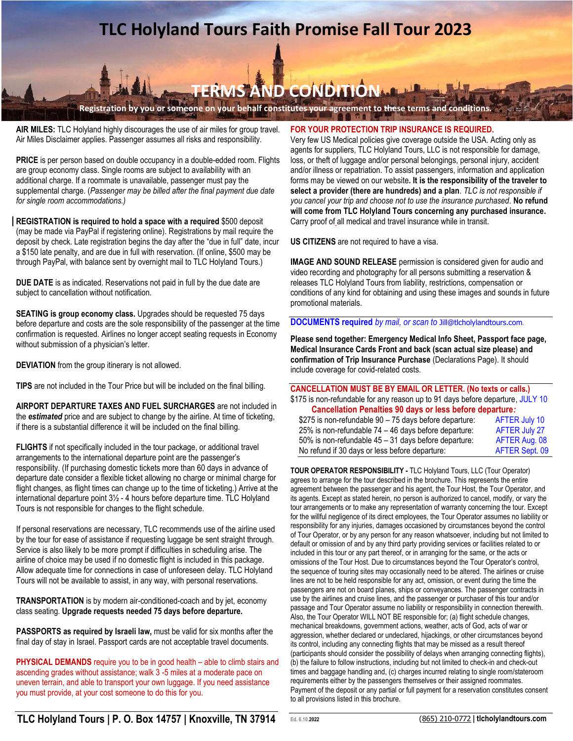# TLC Holyland Tours Faith Promise Fall Tour 2023

## TERMS AND CONDITION

**Registration by you or someone on your behalf constitutes your agreement to these terms and conditions.**

**AIR MILES:** TLC Holyland highly discourages the use of air miles for group travel. Air Miles Disclaimer applies. Passenger assumes all risks and responsibility.

**PRICE** is per person based on double occupancy in a double-edded room. Flights are group economy class. Single rooms are subject to availability with an additional charge. If a roommate is unavailable, passenger must pay the supplemental charge. (*Passenger may be billed after the final payment due date for single room accommodations.)*

**REGISTRATION is required to hold a space with a required** $500 deposit (may be made via PayPal if registering online). Registrations by mail require the deposit by check. Late registration begins the day after the "due in full" date, incur a $150 late penalty, and are due in full with reservation. (If online, $500 may be through PayPal, with balance sent by overnight mail to TLC Holyland Tours.)

**DUE DATE** is as indicated. Reservations not paid in full by the due date are subject to cancellation without notification.

**SEATING is group economy class.** Upgrades should be requested 75 days before departure and costs are the sole responsibility of the passenger at the time confirmation is requested. Airlines no longer accept seating requests in Economy without submission of a physician's letter.

**DEVIATION** from the group itinerary is not allowed.

**TIPS** are not included in the Tour Price but will be included on the final billing.

**AIRPORT DEPARTURE TAXES AND FUEL SURCHARGES** are not included in the ***estimated*** price and are subject to change by the airline. At time of ticketing, if there is a substantial difference it will be included on the final billing.

**FLIGHTS** if not specifically included in the tour package, or additional travel arrangements to the international departure point are the passenger's responsibility. (If purchasing domestic tickets more than 60 days in advance of departure date consider a flexible ticket allowing no charge or minimal charge for flight changes, as flight times can change up to the time of ticketing.) Arrive at the international departure point 3½ - 4 hours before departure time. TLC Holyland Tours is not responsible for changes to the flight schedule.

If personal reservations are necessary, TLC recommends use of the airline used by the tour for ease of assistance if requesting luggage be sent straight through. Service is also likely to be more prompt if difficulties in scheduling arise. The airline of choice may be used if no domestic flight is included in this package. Allow adequate time for connections in case of unforeseen delay. TLC Holyland Tours will not be available to assist, in any way, with personal reservations.

**TRANSPORTATION** is by modern air-conditioned-coach and by jet, economy class seating. **Upgrade requests needed 75 days before departure.**

**PASSPORTS as required by Israeli law,** must be valid for six months after the final day of stay in Israel. Passport cards are not acceptable travel documents.

**PHYSICAL DEMANDS** require you to be in good health – able to climb stairs and ascending grades without assistance; walk 3 -5 miles at a moderate pace on uneven terrain, and able to transport your own luggage. If you need assistance you must provide, at your cost someone to do this for you.

**FOR YOUR PROTECTION TRIP INSURANCE IS REQUIRED.**

Very few US Medical policies give coverage outside the USA. Acting only as agents for suppliers, TLC Holyland Tours, LLC is not responsible for damage, loss, or theft of luggage and/or personal belongings, personal injury, accident and/or illness or repatriation. To assist passengers, information and application forms may be viewed on our website**. It is the responsibility of the traveler to select a provider (there are hundreds) and a plan**. *TLC is not responsible if you cancel your trip and choose not to use the insurance purchased*. **No refund will come from TLC Holyland Tours concerning any purchased insurance.** Carry proof of all medical and travel insurance while in transit.

**US CITIZENS** are not required to have a visa.

**IMAGE AND SOUND RELEASE** permission is considered given for audio and video recording and photography for all persons submitting a reservation & releases TLC Holyland Tours from liability, restrictions, compensation or conditions of any kind for obtaining and using these images and sounds in future promotional materials.

**DOCUMENTS required** *by mail, or scan to* Jill@tlcholylandtours.com.

**Please send together: Emergency Medical Info Sheet, Passport face page, Medical Insurance Cards Front and back (scan actual size please) and confirmation of Trip Insurance Purchase** (Declarations Page). It should include coverage for covid-related costs.

**CANCELLATION MUST BE BY EMAIL OR LETTER. (No texts or calls.)**

$175 is non-refundable for any reason up to 91 days before departure, JULY 10

**Cancellation Penalties 90 days or less before departure*:***

| | |
|---|---|
| $275 is non-refundable 90 – 75 days before departure: | AFTER July 10 |
| 25% is non-refundable 74 – 46 days before departure: | AFTER July 27 |
| 50% is non-refundable 45 – 31 days before departure: | AFTER Aug. 08 |
| No refund if 30 days or less before departure: | AFTER Sept. 09 |

**TOUR OPERATOR RESPONSIBILITY -** TLC Holyland Tours, LLC (Tour Operator) agrees to arrange for the tour described in the brochure. This represents the entire agreement between the passenger and his agent, the Tour Host, the Tour Operator, and its agents. Except as stated herein, no person is authorized to cancel, modify, or vary the tour arrangements or to make any representation of warranty concerning the tour. Except for the willful negligence of its direct employees, the Tour Operator assumes no liability or responsibility for any injuries, damages occasioned by circumstances beyond the control of Tour Operator, or by any person for any reason whatsoever, including but not limited to default or omission of and by any third party providing services or facilities related to or included in this tour or any part thereof, or in arranging for the same, or the acts or omissions of the Tour Host. Due to circumstances beyond the Tour Operator's control, the sequence of touring sites may occasionally need to be altered. The airlines or cruise lines are not to be held responsible for any act, omission, or event during the time the passengers are not on board planes, ships or conveyances. The passenger contracts in use by the airlines and cruise lines, and the passenger or purchaser of this tour and/or passage and Tour Operator assume no liability or responsibility in connection therewith. Also, the Tour Operator WILL NOT BE responsible for; (a) flight schedule changes, mechanical breakdowns, government actions, weather, acts of God, acts of war or aggression, whether declared or undeclared, hijackings, or other circumstances beyond its control, including any connecting flights that may be missed as a result thereof (participants should consider the possibility of delays when arranging connecting flights), (b) the failure to follow instructions, including but not limited to check-in and check-out times and baggage handling and, (c) charges incurred relating to single room/stateroom requirements either by the passengers themselves or their assigned roommates. Payment of the deposit or any partial or full payment for a reservation constitutes consent to all provisions listed in this brochure.

**TLC Holyland Tours | P. O. Box 14757 | Knoxville, TN 37914**

Ed. 6.10.2022

(865) 210-0772 | **tlcholylandtours.com**